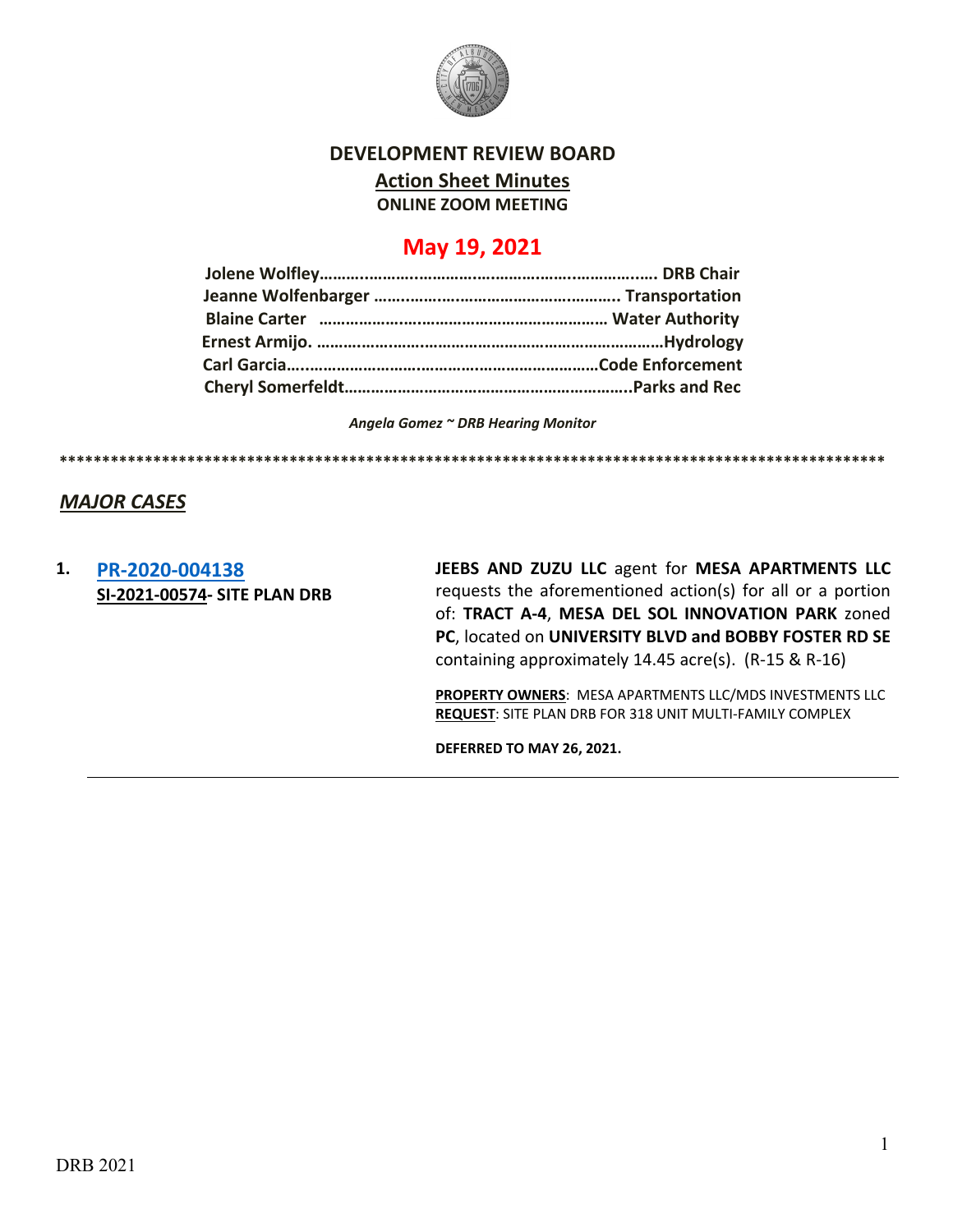# DEVELOPMENT REVIEW BOARD

## Action Sheet Minutes

**ONLINE ZOOM MEETING**

## May 19, 2021

**Jolene Wolfley……………………………………………………………… DRB Chair**
**Jeanne Wolfenbarger ……………………………………………… Transportation**
**Blaine Carter ……………………………………………………… Water Authority**
**Ernest Armijo. ……………………………………………………………………Hydrology**
**Carl Garcia……………………………………………………………Code Enforcement**
**Cheryl Somerfeldt……………………………………………………………..Parks and Rec**

*Angela Gomez ~ DRB Hearing Monitor*

****************************************************************************************************

***MAJOR CASES***

**1. PR-2020-004138**
**SI-2021-00574- SITE PLAN DRB**

**JEEBS AND ZUZU LLC** agent for **MESA APARTMENTS LLC** requests the aforementioned action(s) for all or a portion of: **TRACT A-4**, **MESA DEL SOL INNOVATION PARK** zoned **PC**, located on **UNIVERSITY BLVD and BOBBY FOSTER RD SE** containing approximately 14.45 acre(s). (R-15 & R-16)

**PROPERTY OWNERS**: MESA APARTMENTS LLC/MDS INVESTMENTS LLC
**REQUEST**: SITE PLAN DRB FOR 318 UNIT MULTI-FAMILY COMPLEX

**DEFERRED TO MAY 26, 2021.**

---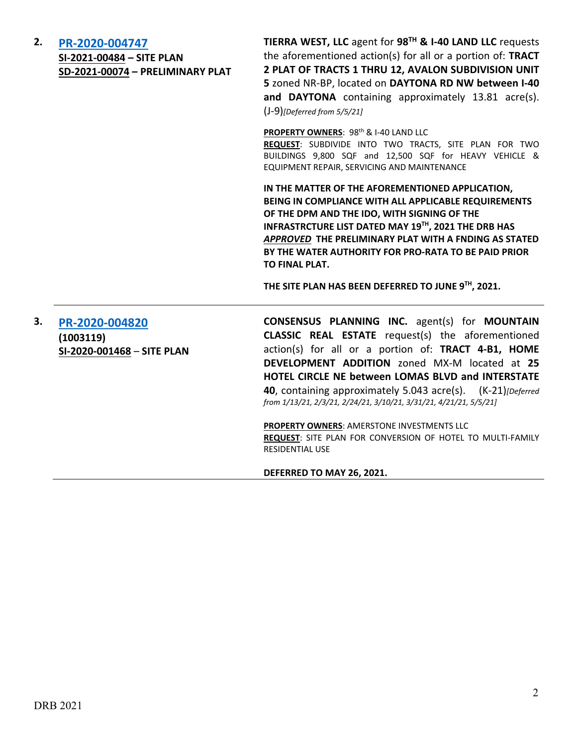**2.** **[PR-2020-004747](#)**
**SI-2021-00484 – SITE PLAN**
**SD-2021-00074 – PRELIMINARY PLAT**

**TIERRA WEST, LLC** agent for **98TH & I-40 LAND LLC** requests the aforementioned action(s) for all or a portion of: **TRACT 2 PLAT OF TRACTS 1 THRU 12, AVALON SUBDIVISION UNIT 5** zoned NR-BP, located on **DAYTONA RD NW between I-40 and DAYTONA** containing approximately 13.81 acre(s). (J-9)*[Deferred from 5/5/21]*

**PROPERTY OWNERS**: 98th & I-40 LAND LLC
**REQUEST**: SUBDIVIDE INTO TWO TRACTS, SITE PLAN FOR TWO BUILDINGS 9,800 SQF and 12,500 SQF for HEAVY VEHICLE & EQUIPMENT REPAIR, SERVICING AND MAINTENANCE

**IN THE MATTER OF THE AFOREMENTIONED APPLICATION, BEING IN COMPLIANCE WITH ALL APPLICABLE REQUIREMENTS OF THE DPM AND THE IDO, WITH SIGNING OF THE INFRASTRCTURE LIST DATED MAY 19TH, 2021 THE DRB HAS *APPROVED* THE PRELIMINARY PLAT WITH A FNDING AS STATED BY THE WATER AUTHORITY FOR PRO-RATA TO BE PAID PRIOR TO FINAL PLAT.**

**THE SITE PLAN HAS BEEN DEFERRED TO JUNE 9TH, 2021.**

---

**3.** **[PR-2020-004820](#)**
**(1003119)**
**SI-2020-001468 – SITE PLAN**

**CONSENSUS PLANNING INC.** agent(s) for **MOUNTAIN CLASSIC REAL ESTATE** request(s) the aforementioned action(s) for all or a portion of: **TRACT 4-B1, HOME DEVELOPMENT ADDITION** zoned MX-M located at **25 HOTEL CIRCLE NE between LOMAS BLVD and INTERSTATE 40**, containing approximately 5.043 acre(s). (K-21)*[Deferred from 1/13/21, 2/3/21, 2/24/21, 3/10/21, 3/31/21, 4/21/21, 5/5/21]*

**PROPERTY OWNERS**: AMERSTONE INVESTMENTS LLC
**REQUEST**: SITE PLAN FOR CONVERSION OF HOTEL TO MULTI-FAMILY RESIDENTIAL USE

**DEFERRED TO MAY 26, 2021.**

---

DRB 2021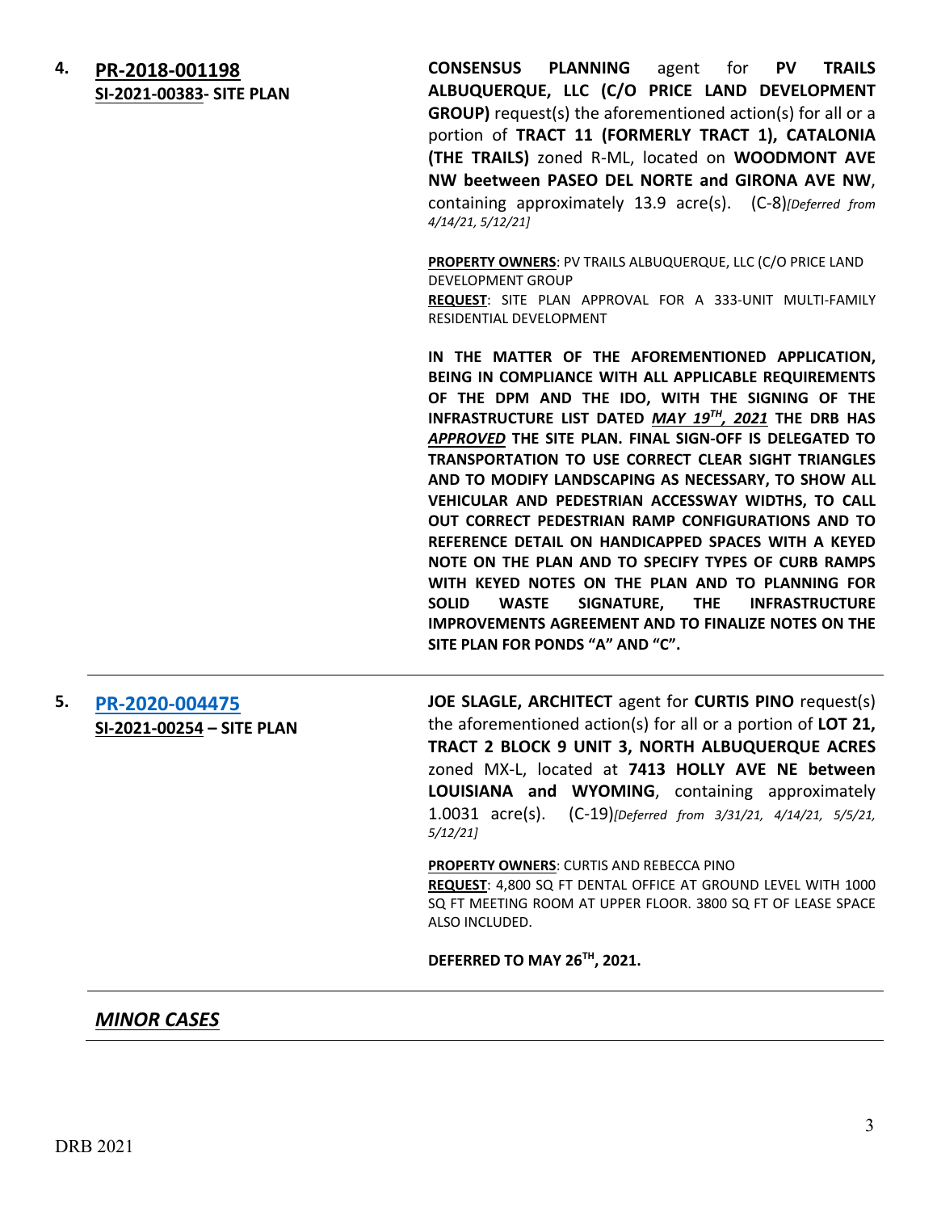4. **PR-2018-001198**
**SI-2021-00383- SITE PLAN**

**CONSENSUS PLANNING** agent for **PV TRAILS ALBUQUERQUE, LLC (C/O PRICE LAND DEVELOPMENT GROUP)** request(s) the aforementioned action(s) for all or a portion of **TRACT 11 (FORMERLY TRACT 1), CATALONIA (THE TRAILS)** zoned R-ML, located on **WOODMONT AVE NW beetween PASEO DEL NORTE and GIRONA AVE NW**, containing approximately 13.9 acre(s). (C-8)*[Deferred from 4/14/21, 5/12/21]*

**PROPERTY OWNERS**: PV TRAILS ALBUQUERQUE, LLC (C/O PRICE LAND DEVELOPMENT GROUP
**REQUEST**: SITE PLAN APPROVAL FOR A 333-UNIT MULTI-FAMILY RESIDENTIAL DEVELOPMENT

**IN THE MATTER OF THE AFOREMENTIONED APPLICATION, BEING IN COMPLIANCE WITH ALL APPLICABLE REQUIREMENTS OF THE DPM AND THE IDO, WITH THE SIGNING OF THE INFRASTRUCTURE LIST DATED *MAY 19TH, 2021* THE DRB HAS *APPROVED* THE SITE PLAN. FINAL SIGN-OFF IS DELEGATED TO TRANSPORTATION TO USE CORRECT CLEAR SIGHT TRIANGLES AND TO MODIFY LANDSCAPING AS NECESSARY, TO SHOW ALL VEHICULAR AND PEDESTRIAN ACCESSWAY WIDTHS, TO CALL OUT CORRECT PEDESTRIAN RAMP CONFIGURATIONS AND TO REFERENCE DETAIL ON HANDICAPPED SPACES WITH A KEYED NOTE ON THE PLAN AND TO SPECIFY TYPES OF CURB RAMPS WITH KEYED NOTES ON THE PLAN AND TO PLANNING FOR SOLID WASTE SIGNATURE, THE INFRASTRUCTURE IMPROVEMENTS AGREEMENT AND TO FINALIZE NOTES ON THE SITE PLAN FOR PONDS "A" AND "C".**

---

5. **PR-2020-004475**
**SI-2021-00254 – SITE PLAN**

**JOE SLAGLE, ARCHITECT** agent for **CURTIS PINO** request(s) the aforementioned action(s) for all or a portion of **LOT 21, TRACT 2 BLOCK 9 UNIT 3, NORTH ALBUQUERQUE ACRES** zoned MX-L, located at **7413 HOLLY AVE NE between LOUISIANA and WYOMING**, containing approximately 1.0031 acre(s). (C-19)*[Deferred from 3/31/21, 4/14/21, 5/5/21, 5/12/21]*

**PROPERTY OWNERS**: CURTIS AND REBECCA PINO
**REQUEST**: 4,800 SQ FT DENTAL OFFICE AT GROUND LEVEL WITH 1000 SQ FT MEETING ROOM AT UPPER FLOOR. 3800 SQ FT OF LEASE SPACE ALSO INCLUDED.

**DEFERRED TO MAY 26TH, 2021.**

---

***MINOR CASES***

---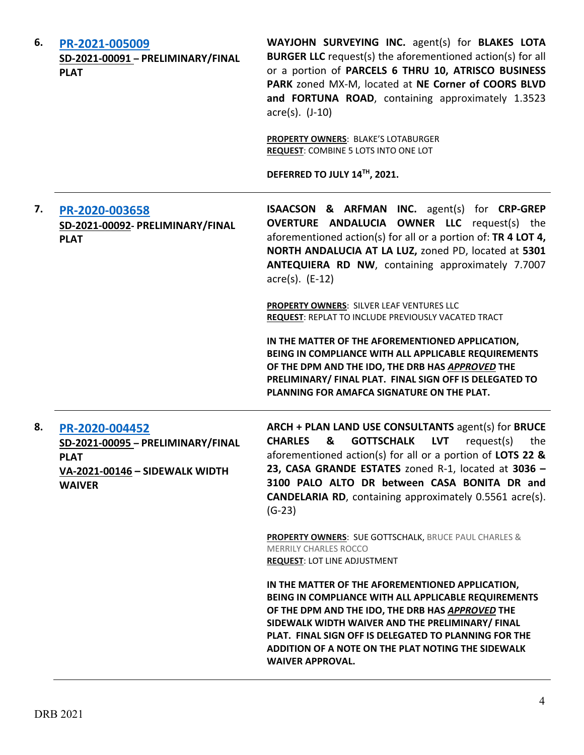**6.** **[PR-2021-005009](#)**
**SD-2021-00091 – PRELIMINARY/FINAL PLAT**

**WAYJOHN SURVEYING INC.** agent(s) for **BLAKES LOTA BURGER LLC** request(s) the aforementioned action(s) for all or a portion of **PARCELS 6 THRU 10, ATRISCO BUSINESS PARK** zoned MX-M, located at **NE Corner of COORS BLVD and FORTUNA ROAD**, containing approximately 1.3523 acre(s). (J-10)

**PROPERTY OWNERS**: BLAKE'S LOTABURGER
**REQUEST**: COMBINE 5 LOTS INTO ONE LOT

**DEFERRED TO JULY 14TH, 2021.**

---

**7.** **[PR-2020-003658](#)**
**SD-2021-00092- PRELIMINARY/FINAL PLAT**

**ISAACSON & ARFMAN INC.** agent(s) for **CRP-GREP OVERTURE ANDALUCIA OWNER LLC** request(s) the aforementioned action(s) for all or a portion of: **TR 4 LOT 4, NORTH ANDALUCIA AT LA LUZ,** zoned PD, located at **5301 ANTEQUIERA RD NW**, containing approximately 7.7007 acre(s). (E-12)

**PROPERTY OWNERS**: SILVER LEAF VENTURES LLC
**REQUEST**: REPLAT TO INCLUDE PREVIOUSLY VACATED TRACT

**IN THE MATTER OF THE AFOREMENTIONED APPLICATION, BEING IN COMPLIANCE WITH ALL APPLICABLE REQUIREMENTS OF THE DPM AND THE IDO, THE DRB HAS *APPROVED* THE PRELIMINARY/ FINAL PLAT. FINAL SIGN OFF IS DELEGATED TO PLANNING FOR AMAFCA SIGNATURE ON THE PLAT.**

---

**8.** **[PR-2020-004452](#)**
**SD-2021-00095 – PRELIMINARY/FINAL PLAT**
**VA-2021-00146 – SIDEWALK WIDTH WAIVER**

**ARCH + PLAN LAND USE CONSULTANTS** agent(s) for **BRUCE CHARLES & GOTTSCHALK LVT** request(s) the aforementioned action(s) for all or a portion of **LOTS 22 & 23, CASA GRANDE ESTATES** zoned R-1, located at **3036 – 3100 PALO ALTO DR between CASA BONITA DR and CANDELARIA RD**, containing approximately 0.5561 acre(s). (G-23)

**PROPERTY OWNERS**: SUE GOTTSCHALK, BRUCE PAUL CHARLES & MERRILY CHARLES ROCCO
**REQUEST**: LOT LINE ADJUSTMENT

**IN THE MATTER OF THE AFOREMENTIONED APPLICATION, BEING IN COMPLIANCE WITH ALL APPLICABLE REQUIREMENTS OF THE DPM AND THE IDO, THE DRB HAS *APPROVED* THE SIDEWALK WIDTH WAIVER AND THE PRELIMINARY/ FINAL PLAT. FINAL SIGN OFF IS DELEGATED TO PLANNING FOR THE ADDITION OF A NOTE ON THE PLAT NOTING THE SIDEWALK WAIVER APPROVAL.**

---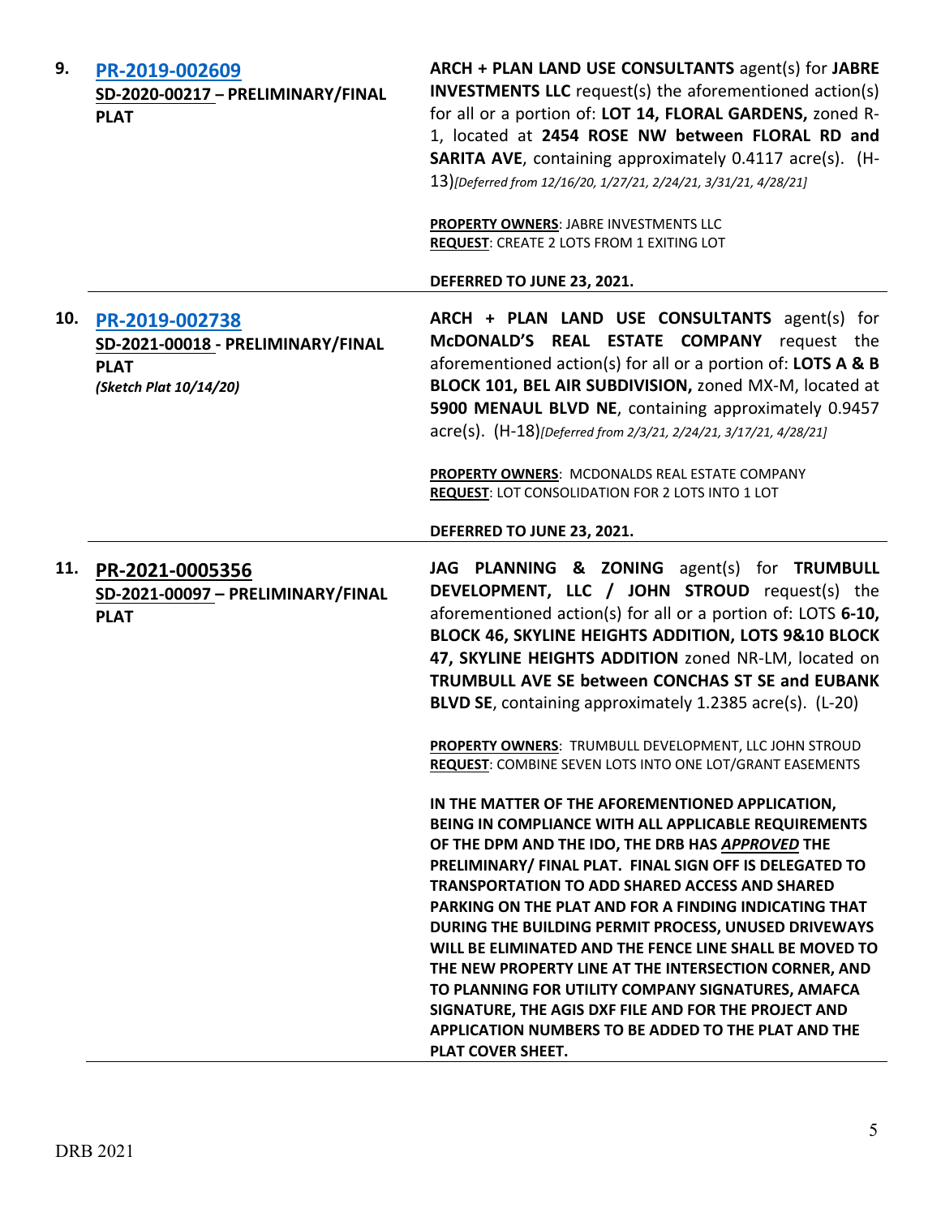| | | |
|---|---|---|
| **9.** | **PR-2019-002609**<br>**SD-2020-00217 – PRELIMINARY/FINAL PLAT** | **ARCH + PLAN LAND USE CONSULTANTS** agent(s) for **JABRE INVESTMENTS LLC** request(s) the aforementioned action(s) for all or a portion of: **LOT 14, FLORAL GARDENS,** zoned R-1, located at **2454 ROSE NW between FLORAL RD and SARITA AVE**, containing approximately 0.4117 acre(s). (H-13)*[Deferred from 12/16/20, 1/27/21, 2/24/21, 3/31/21, 4/28/21]*<br><br>**PROPERTY OWNERS**: JABRE INVESTMENTS LLC<br>**REQUEST**: CREATE 2 LOTS FROM 1 EXITING LOT<br><br>**DEFERRED TO JUNE 23, 2021.** |
| **10.** | **PR-2019-002738**<br>**SD-2021-00018 - PRELIMINARY/FINAL PLAT**<br>***(Sketch Plat 10/14/20)*** | **ARCH + PLAN LAND USE CONSULTANTS** agent(s) for **McDONALD'S REAL ESTATE COMPANY** request the aforementioned action(s) for all or a portion of: **LOTS A & B BLOCK 101, BEL AIR SUBDIVISION,** zoned MX-M, located at **5900 MENAUL BLVD NE**, containing approximately 0.9457 acre(s). (H-18)*[Deferred from 2/3/21, 2/24/21, 3/17/21, 4/28/21]*<br><br>**PROPERTY OWNERS**: MCDONALDS REAL ESTATE COMPANY<br>**REQUEST**: LOT CONSOLIDATION FOR 2 LOTS INTO 1 LOT<br><br>**DEFERRED TO JUNE 23, 2021.** |
| **11.** | **PR-2021-0005356**<br>**SD-2021-00097 – PRELIMINARY/FINAL PLAT** | **JAG PLANNING & ZONING** agent(s) for **TRUMBULL DEVELOPMENT, LLC / JOHN STROUD** request(s) the aforementioned action(s) for all or a portion of: LOTS **6-10, BLOCK 46, SKYLINE HEIGHTS ADDITION, LOTS 9&10 BLOCK 47, SKYLINE HEIGHTS ADDITION** zoned NR-LM, located on **TRUMBULL AVE SE between CONCHAS ST SE and EUBANK BLVD SE**, containing approximately 1.2385 acre(s). (L-20)<br><br>**PROPERTY OWNERS**: TRUMBULL DEVELOPMENT, LLC JOHN STROUD<br>**REQUEST**: COMBINE SEVEN LOTS INTO ONE LOT/GRANT EASEMENTS<br><br>**IN THE MATTER OF THE AFOREMENTIONED APPLICATION, BEING IN COMPLIANCE WITH ALL APPLICABLE REQUIREMENTS OF THE DPM AND THE IDO, THE DRB HAS *APPROVED* THE PRELIMINARY/ FINAL PLAT. FINAL SIGN OFF IS DELEGATED TO TRANSPORTATION TO ADD SHARED ACCESS AND SHARED PARKING ON THE PLAT AND FOR A FINDING INDICATING THAT DURING THE BUILDING PERMIT PROCESS, UNUSED DRIVEWAYS WILL BE ELIMINATED AND THE FENCE LINE SHALL BE MOVED TO THE NEW PROPERTY LINE AT THE INTERSECTION CORNER, AND TO PLANNING FOR UTILITY COMPANY SIGNATURES, AMAFCA SIGNATURE, THE AGIS DXF FILE AND FOR THE PROJECT AND APPLICATION NUMBERS TO BE ADDED TO THE PLAT AND THE PLAT COVER SHEET.** |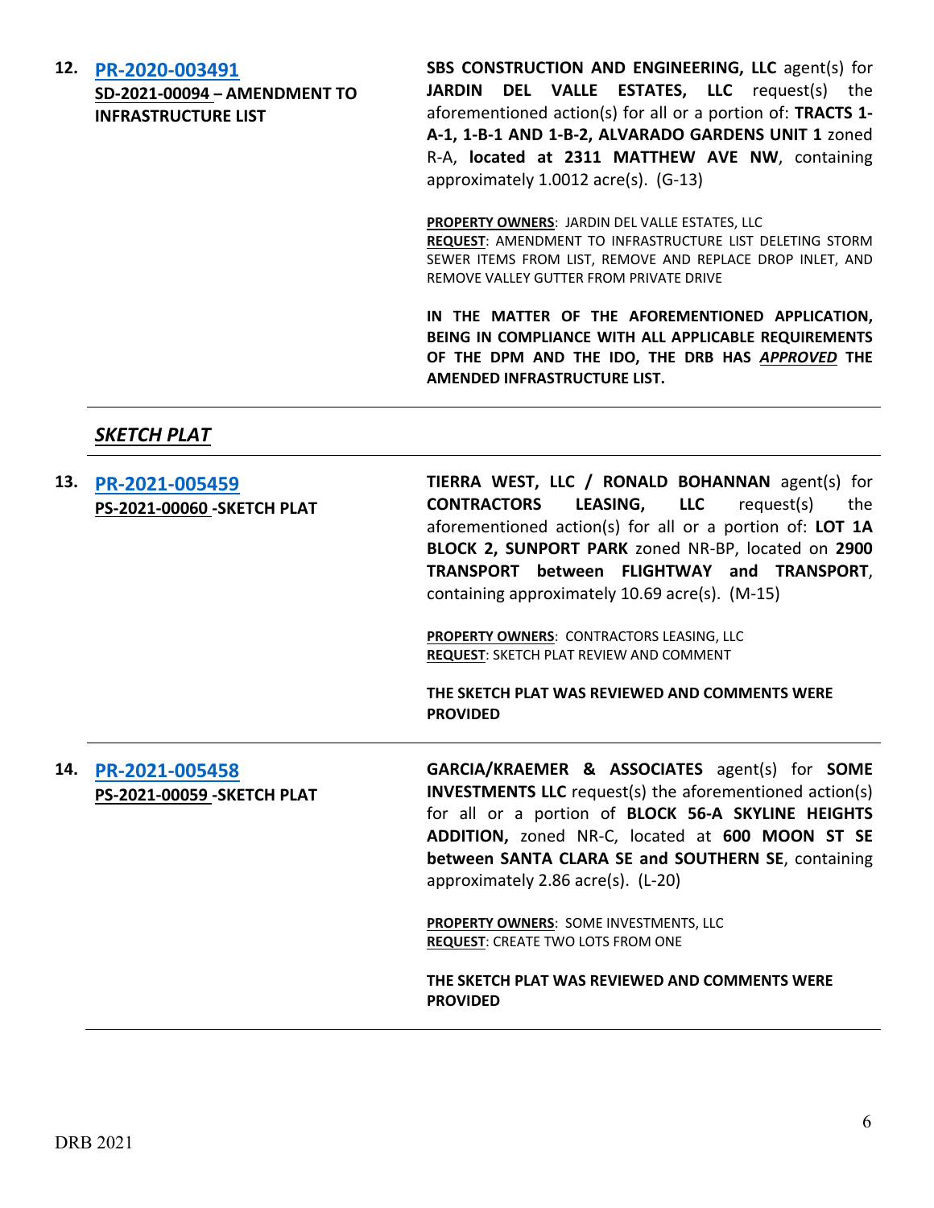12. **PR-2020-003491**
**SD-2021-00094 – AMENDMENT TO INFRASTRUCTURE LIST**

**SBS CONSTRUCTION AND ENGINEERING, LLC** agent(s) for **JARDIN DEL VALLE ESTATES, LLC** request(s) the aforementioned action(s) for all or a portion of: **TRACTS 1-A-1, 1-B-1 AND 1-B-2, ALVARADO GARDENS UNIT 1** zoned R-A, **located at 2311 MATTHEW AVE NW**, containing approximately 1.0012 acre(s). (G-13)

**PROPERTY OWNERS**: JARDIN DEL VALLE ESTATES, LLC
**REQUEST**: AMENDMENT TO INFRASTRUCTURE LIST DELETING STORM SEWER ITEMS FROM LIST, REMOVE AND REPLACE DROP INLET, AND REMOVE VALLEY GUTTER FROM PRIVATE DRIVE

**IN THE MATTER OF THE AFOREMENTIONED APPLICATION, BEING IN COMPLIANCE WITH ALL APPLICABLE REQUIREMENTS OF THE DPM AND THE IDO, THE DRB HAS *APPROVED* THE AMENDED INFRASTRUCTURE LIST.**

---

## ***SKETCH PLAT***

---

13. **PR-2021-005459**
**PS-2021-00060 -SKETCH PLAT**

**TIERRA WEST, LLC / RONALD BOHANNAN** agent(s) for **CONTRACTORS LEASING, LLC** request(s) the aforementioned action(s) for all or a portion of: **LOT 1A BLOCK 2, SUNPORT PARK** zoned NR-BP, located on **2900 TRANSPORT between FLIGHTWAY and TRANSPORT**, containing approximately 10.69 acre(s). (M-15)

**PROPERTY OWNERS**: CONTRACTORS LEASING, LLC
**REQUEST**: SKETCH PLAT REVIEW AND COMMENT

**THE SKETCH PLAT WAS REVIEWED AND COMMENTS WERE PROVIDED**

---

14. **PR-2021-005458**
**PS-2021-00059 -SKETCH PLAT**

**GARCIA/KRAEMER & ASSOCIATES** agent(s) for **SOME INVESTMENTS LLC** request(s) the aforementioned action(s) for all or a portion of **BLOCK 56-A SKYLINE HEIGHTS ADDITION,** zoned NR-C, located at **600 MOON ST SE between SANTA CLARA SE and SOUTHERN SE**, containing approximately 2.86 acre(s). (L-20)

**PROPERTY OWNERS**: SOME INVESTMENTS, LLC
**REQUEST**: CREATE TWO LOTS FROM ONE

**THE SKETCH PLAT WAS REVIEWED AND COMMENTS WERE PROVIDED**

---

DRB 2021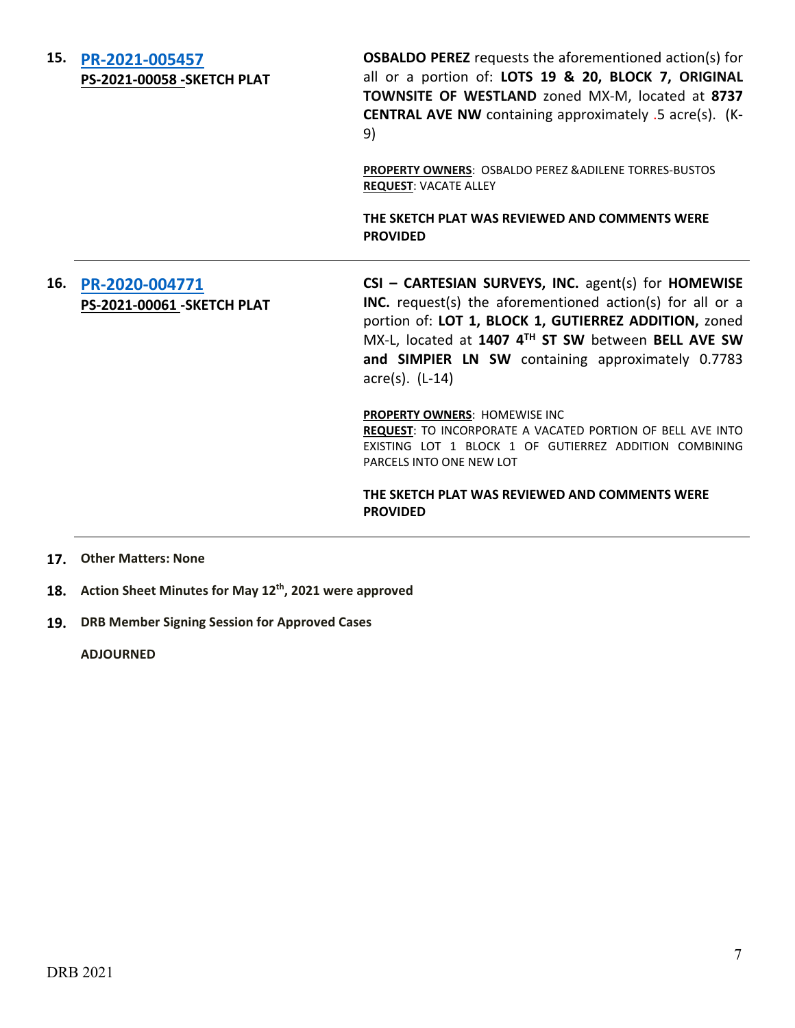**15. PR-2021-005457**
**PS-2021-00058 -SKETCH PLAT**

**OSBALDO PEREZ** requests the aforementioned action(s) for all or a portion of: **LOTS 19 & 20, BLOCK 7, ORIGINAL TOWNSITE OF WESTLAND** zoned MX-M, located at **8737 CENTRAL AVE NW** containing approximately .5 acre(s). (K-9)

**PROPERTY OWNERS**: OSBALDO PEREZ &ADILENE TORRES-BUSTOS
**REQUEST**: VACATE ALLEY

**THE SKETCH PLAT WAS REVIEWED AND COMMENTS WERE PROVIDED**

---

**16. PR-2020-004771**
**PS-2021-00061 -SKETCH PLAT**

**CSI – CARTESIAN SURVEYS, INC.** agent(s) for **HOMEWISE INC.** request(s) the aforementioned action(s) for all or a portion of: **LOT 1, BLOCK 1, GUTIERREZ ADDITION,** zoned MX-L, located at **1407 4TH ST SW** between **BELL AVE SW and SIMPIER LN SW** containing approximately 0.7783 acre(s). (L-14)

**PROPERTY OWNERS**: HOMEWISE INC
**REQUEST**: TO INCORPORATE A VACATED PORTION OF BELL AVE INTO EXISTING LOT 1 BLOCK 1 OF GUTIERREZ ADDITION COMBINING PARCELS INTO ONE NEW LOT

**THE SKETCH PLAT WAS REVIEWED AND COMMENTS WERE PROVIDED**

---

**17. Other Matters: None**

**18. Action Sheet Minutes for May 12th, 2021 were approved**

**19. DRB Member Signing Session for Approved Cases**

**ADJOURNED**

DRB 2021